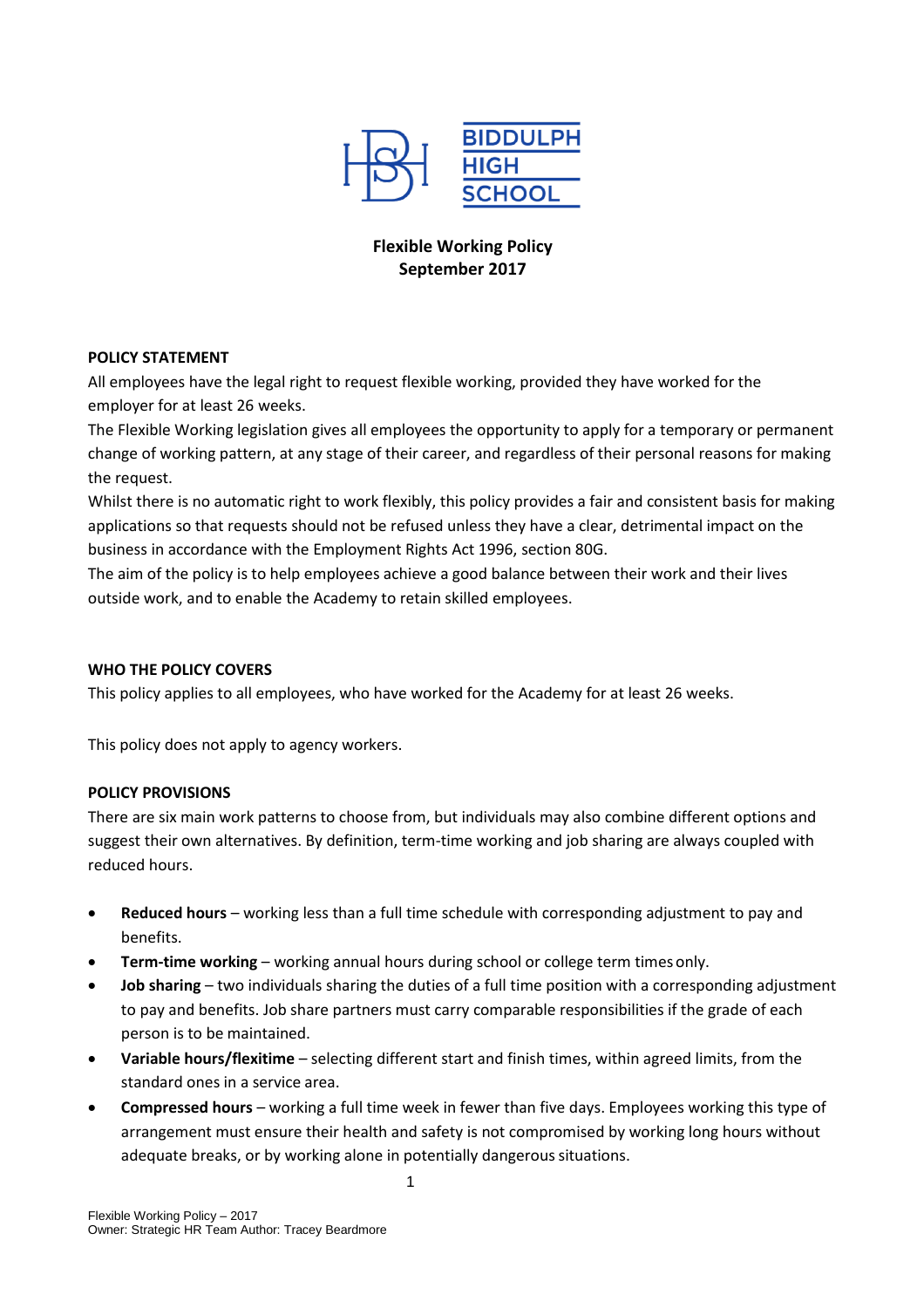BIDDULPH HIGH SCHOOL

# Flexible Working Policy
## September 2017

### POLICY STATEMENT

All employees have the legal right to request flexible working, provided they have worked for the employer for at least 26 weeks.

The Flexible Working legislation gives all employees the opportunity to apply for a temporary or permanent change of working pattern, at any stage of their career, and regardless of their personal reasons for making the request.

Whilst there is no automatic right to work flexibly, this policy provides a fair and consistent basis for making applications so that requests should not be refused unless they have a clear, detrimental impact on the business in accordance with the Employment Rights Act 1996, section 80G.

The aim of the policy is to help employees achieve a good balance between their work and their lives outside work, and to enable the Academy to retain skilled employees.

### WHO THE POLICY COVERS

This policy applies to all employees, who have worked for the Academy for at least 26 weeks.

This policy does not apply to agency workers.

### POLICY PROVISIONS

There are six main work patterns to choose from, but individuals may also combine different options and suggest their own alternatives. By definition, term-time working and job sharing are always coupled with reduced hours.

- **Reduced hours** – working less than a full time schedule with corresponding adjustment to pay and benefits.
- **Term-time working** – working annual hours during school or college term times only.
- **Job sharing** – two individuals sharing the duties of a full time position with a corresponding adjustment to pay and benefits. Job share partners must carry comparable responsibilities if the grade of each person is to be maintained.
- **Variable hours/flexitime** – selecting different start and finish times, within agreed limits, from the standard ones in a service area.
- **Compressed hours** – working a full time week in fewer than five days. Employees working this type of arrangement must ensure their health and safety is not compromised by working long hours without adequate breaks, or by working alone in potentially dangerous situations.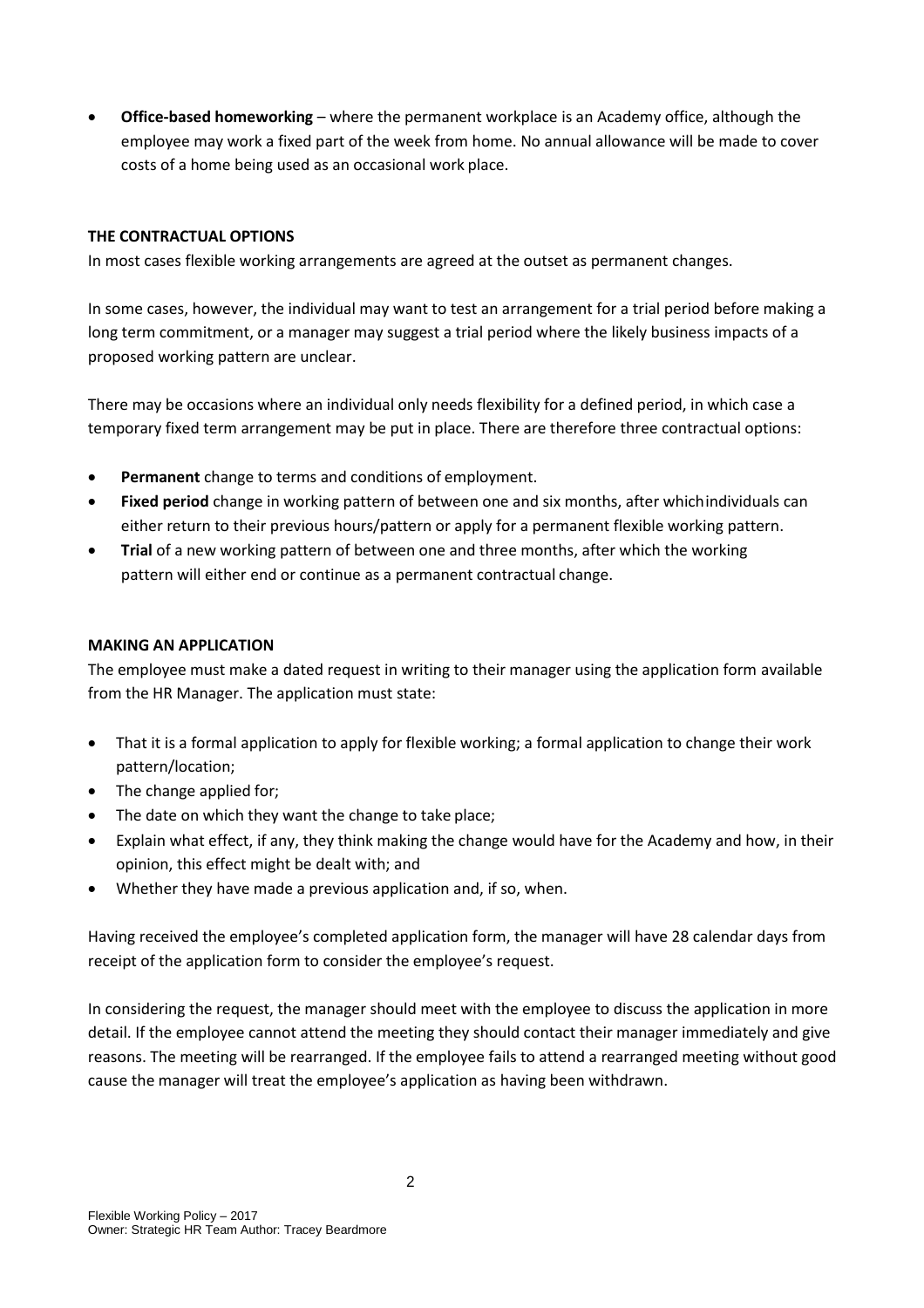- **Office-based homeworking** – where the permanent workplace is an Academy office, although the employee may work a fixed part of the week from home. No annual allowance will be made to cover costs of a home being used as an occasional work place.

## THE CONTRACTUAL OPTIONS

In most cases flexible working arrangements are agreed at the outset as permanent changes.

In some cases, however, the individual may want to test an arrangement for a trial period before making a long term commitment, or a manager may suggest a trial period where the likely business impacts of a proposed working pattern are unclear.

There may be occasions where an individual only needs flexibility for a defined period, in which case a temporary fixed term arrangement may be put in place. There are therefore three contractual options:

- **Permanent** change to terms and conditions of employment.
- **Fixed period** change in working pattern of between one and six months, after which individuals can either return to their previous hours/pattern or apply for a permanent flexible working pattern.
- **Trial** of a new working pattern of between one and three months, after which the working pattern will either end or continue as a permanent contractual change.

## MAKING AN APPLICATION

The employee must make a dated request in writing to their manager using the application form available from the HR Manager. The application must state:

- That it is a formal application to apply for flexible working; a formal application to change their work pattern/location;
- The change applied for;
- The date on which they want the change to take place;
- Explain what effect, if any, they think making the change would have for the Academy and how, in their opinion, this effect might be dealt with; and
- Whether they have made a previous application and, if so, when.

Having received the employee's completed application form, the manager will have 28 calendar days from receipt of the application form to consider the employee's request.

In considering the request, the manager should meet with the employee to discuss the application in more detail. If the employee cannot attend the meeting they should contact their manager immediately and give reasons. The meeting will be rearranged. If the employee fails to attend a rearranged meeting without good cause the manager will treat the employee's application as having been withdrawn.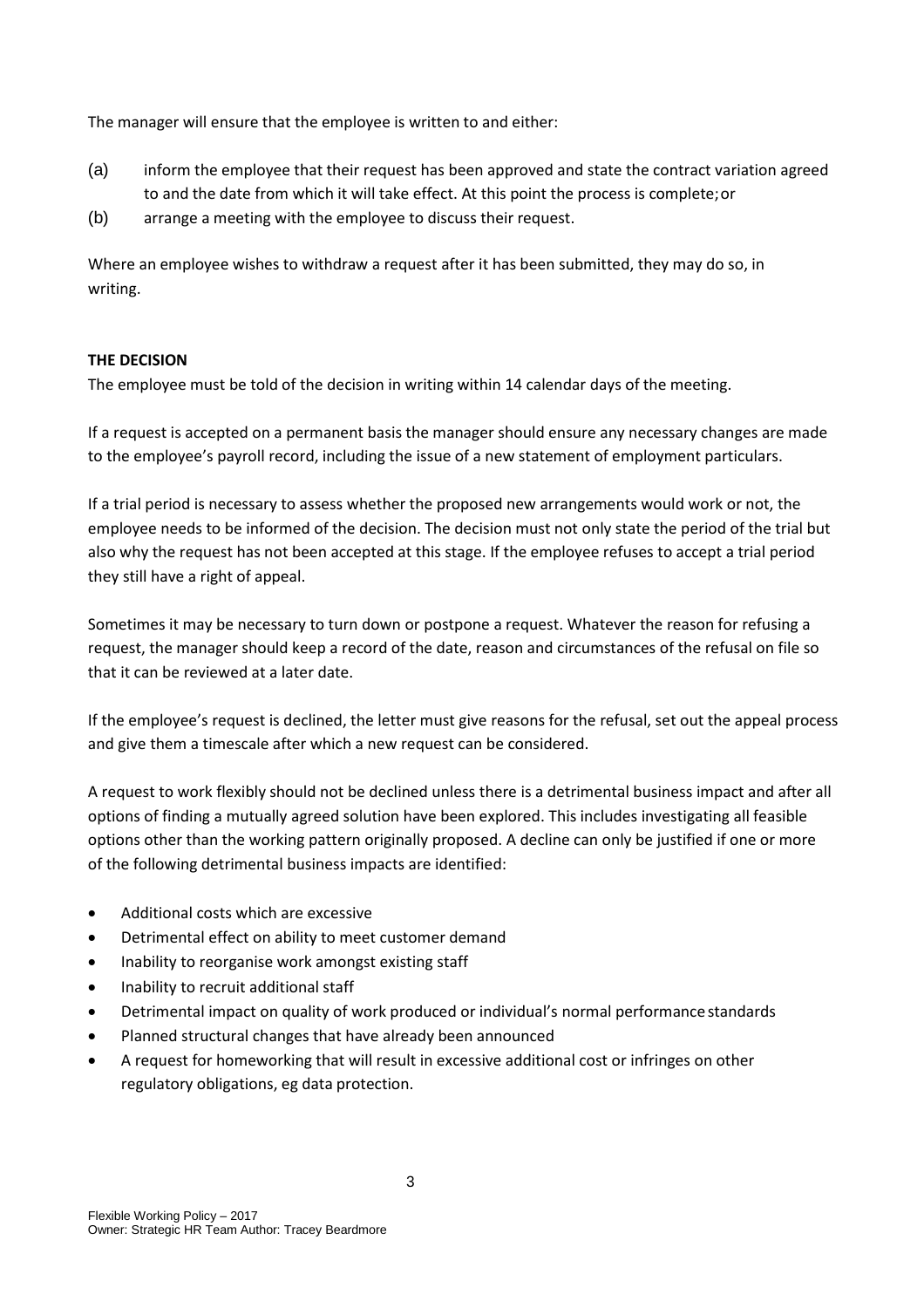The manager will ensure that the employee is written to and either:

(a) inform the employee that their request has been approved and state the contract variation agreed to and the date from which it will take effect. At this point the process is complete; or

(b) arrange a meeting with the employee to discuss their request.

Where an employee wishes to withdraw a request after it has been submitted, they may do so, in writing.

**THE DECISION**

The employee must be told of the decision in writing within 14 calendar days of the meeting.

If a request is accepted on a permanent basis the manager should ensure any necessary changes are made to the employee's payroll record, including the issue of a new statement of employment particulars.

If a trial period is necessary to assess whether the proposed new arrangements would work or not, the employee needs to be informed of the decision. The decision must not only state the period of the trial but also why the request has not been accepted at this stage. If the employee refuses to accept a trial period they still have a right of appeal.

Sometimes it may be necessary to turn down or postpone a request. Whatever the reason for refusing a request, the manager should keep a record of the date, reason and circumstances of the refusal on file so that it can be reviewed at a later date.

If the employee's request is declined, the letter must give reasons for the refusal, set out the appeal process and give them a timescale after which a new request can be considered.

A request to work flexibly should not be declined unless there is a detrimental business impact and after all options of finding a mutually agreed solution have been explored. This includes investigating all feasible options other than the working pattern originally proposed. A decline can only be justified if one or more of the following detrimental business impacts are identified:

- Additional costs which are excessive
- Detrimental effect on ability to meet customer demand
- Inability to reorganise work amongst existing staff
- Inability to recruit additional staff
- Detrimental impact on quality of work produced or individual's normal performance standards
- Planned structural changes that have already been announced
- A request for homeworking that will result in excessive additional cost or infringes on other regulatory obligations, eg data protection.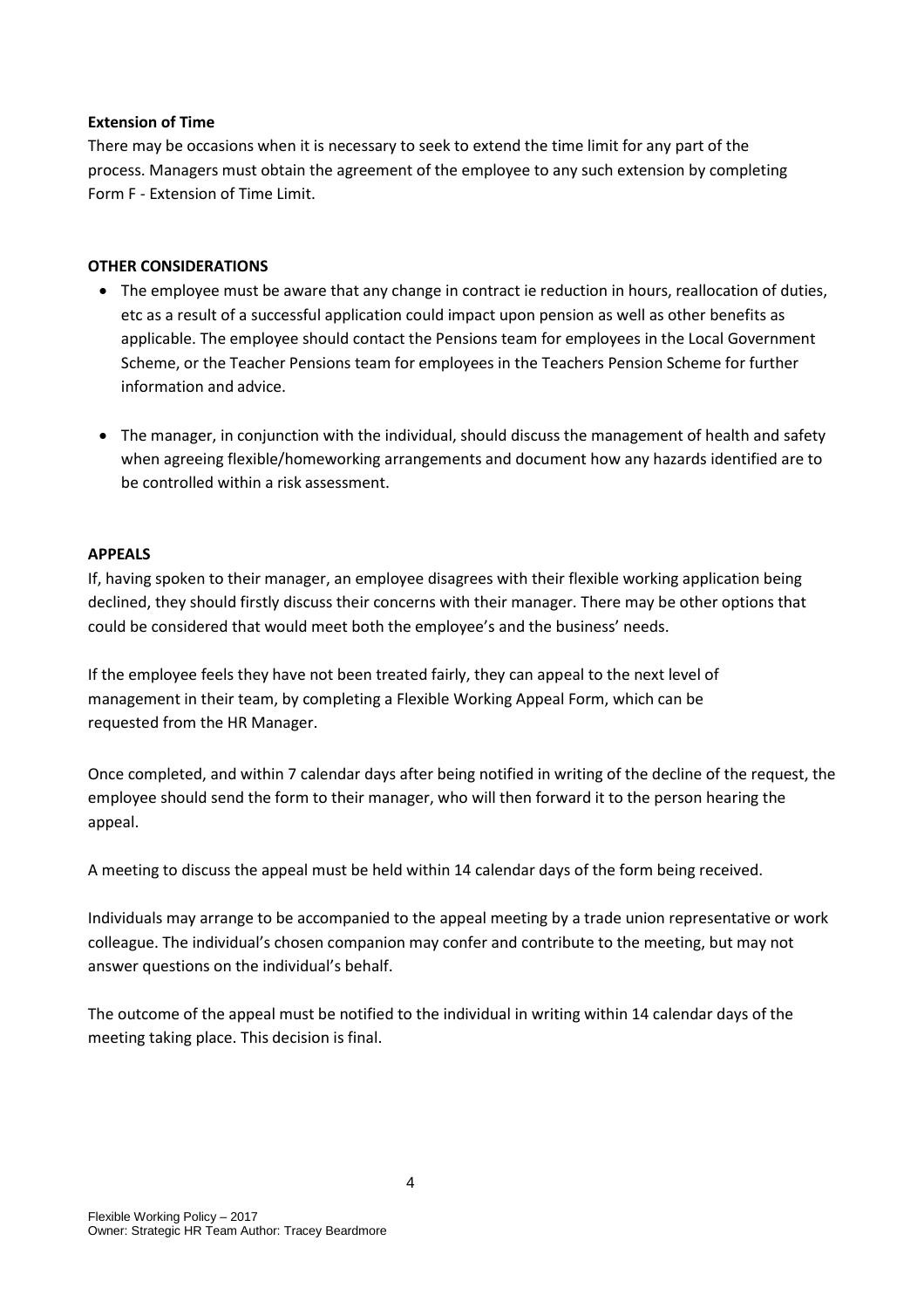**Extension of Time**

There may be occasions when it is necessary to seek to extend the time limit for any part of the process. Managers must obtain the agreement of the employee to any such extension by completing Form F - Extension of Time Limit.

**OTHER CONSIDERATIONS**

- The employee must be aware that any change in contract ie reduction in hours, reallocation of duties, etc as a result of a successful application could impact upon pension as well as other benefits as applicable. The employee should contact the Pensions team for employees in the Local Government Scheme, or the Teacher Pensions team for employees in the Teachers Pension Scheme for further information and advice.

- The manager, in conjunction with the individual, should discuss the management of health and safety when agreeing flexible/homeworking arrangements and document how any hazards identified are to be controlled within a risk assessment.

**APPEALS**

If, having spoken to their manager, an employee disagrees with their flexible working application being declined, they should firstly discuss their concerns with their manager. There may be other options that could be considered that would meet both the employee's and the business' needs.

If the employee feels they have not been treated fairly, they can appeal to the next level of management in their team, by completing a Flexible Working Appeal Form, which can be requested from the HR Manager.

Once completed, and within 7 calendar days after being notified in writing of the decline of the request, the employee should send the form to their manager, who will then forward it to the person hearing the appeal.

A meeting to discuss the appeal must be held within 14 calendar days of the form being received.

Individuals may arrange to be accompanied to the appeal meeting by a trade union representative or work colleague. The individual's chosen companion may confer and contribute to the meeting, but may not answer questions on the individual's behalf.

The outcome of the appeal must be notified to the individual in writing within 14 calendar days of the meeting taking place. This decision is final.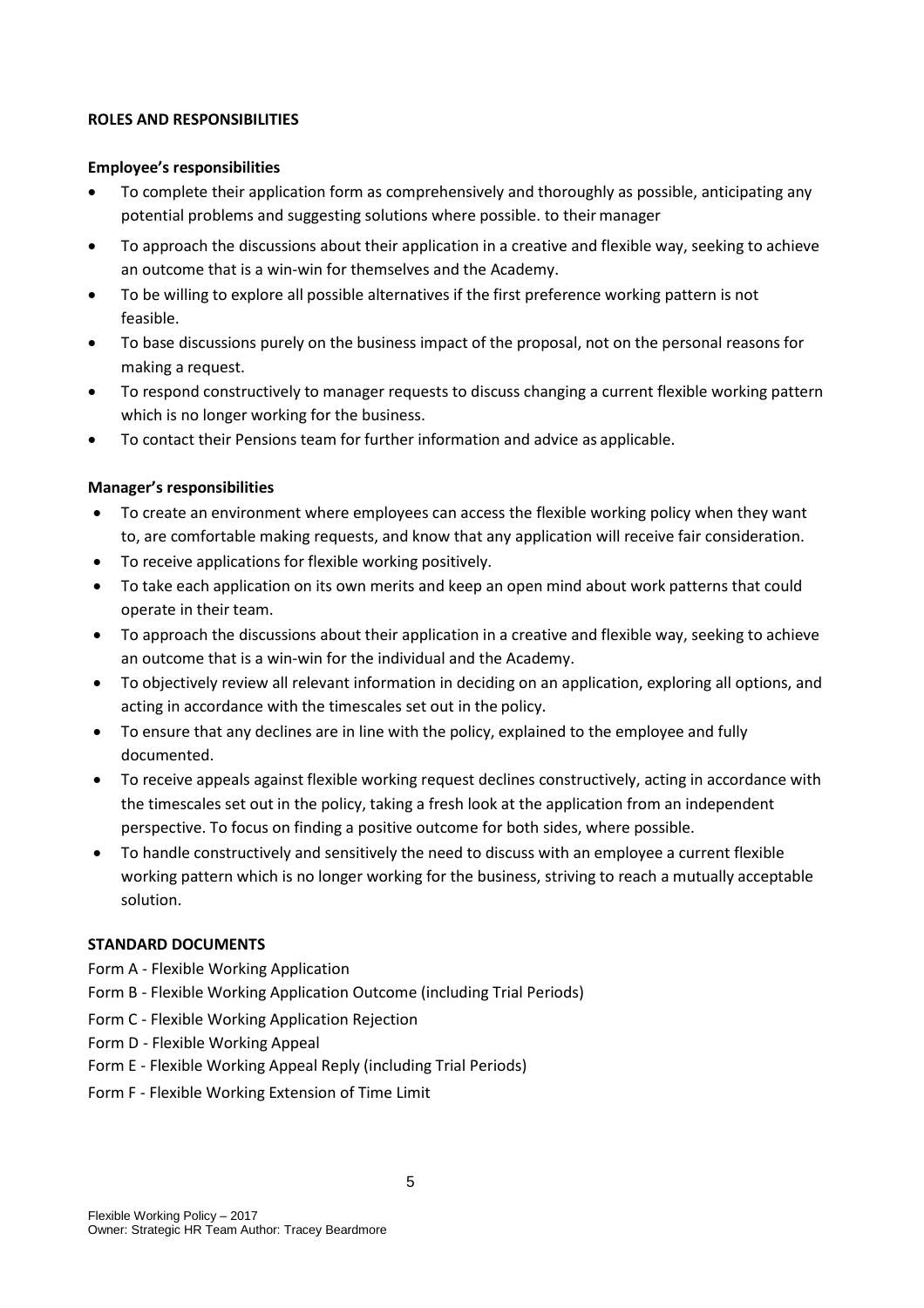**ROLES AND RESPONSIBILITIES**

**Employee's responsibilities**

- To complete their application form as comprehensively and thoroughly as possible, anticipating any potential problems and suggesting solutions where possible. to their manager
- To approach the discussions about their application in a creative and flexible way, seeking to achieve an outcome that is a win-win for themselves and the Academy.
- To be willing to explore all possible alternatives if the first preference working pattern is not feasible.
- To base discussions purely on the business impact of the proposal, not on the personal reasons for making a request.
- To respond constructively to manager requests to discuss changing a current flexible working pattern which is no longer working for the business.
- To contact their Pensions team for further information and advice as applicable.

**Manager's responsibilities**

- To create an environment where employees can access the flexible working policy when they want to, are comfortable making requests, and know that any application will receive fair consideration.
- To receive applications for flexible working positively.
- To take each application on its own merits and keep an open mind about work patterns that could operate in their team.
- To approach the discussions about their application in a creative and flexible way, seeking to achieve an outcome that is a win-win for the individual and the Academy.
- To objectively review all relevant information in deciding on an application, exploring all options, and acting in accordance with the timescales set out in the policy.
- To ensure that any declines are in line with the policy, explained to the employee and fully documented.
- To receive appeals against flexible working request declines constructively, acting in accordance with the timescales set out in the policy, taking a fresh look at the application from an independent perspective. To focus on finding a positive outcome for both sides, where possible.
- To handle constructively and sensitively the need to discuss with an employee a current flexible working pattern which is no longer working for the business, striving to reach a mutually acceptable solution.

**STANDARD DOCUMENTS**

Form A - Flexible Working Application

Form B - Flexible Working Application Outcome (including Trial Periods)

Form C - Flexible Working Application Rejection

Form D - Flexible Working Appeal

Form E - Flexible Working Appeal Reply (including Trial Periods)

Form F - Flexible Working Extension of Time Limit